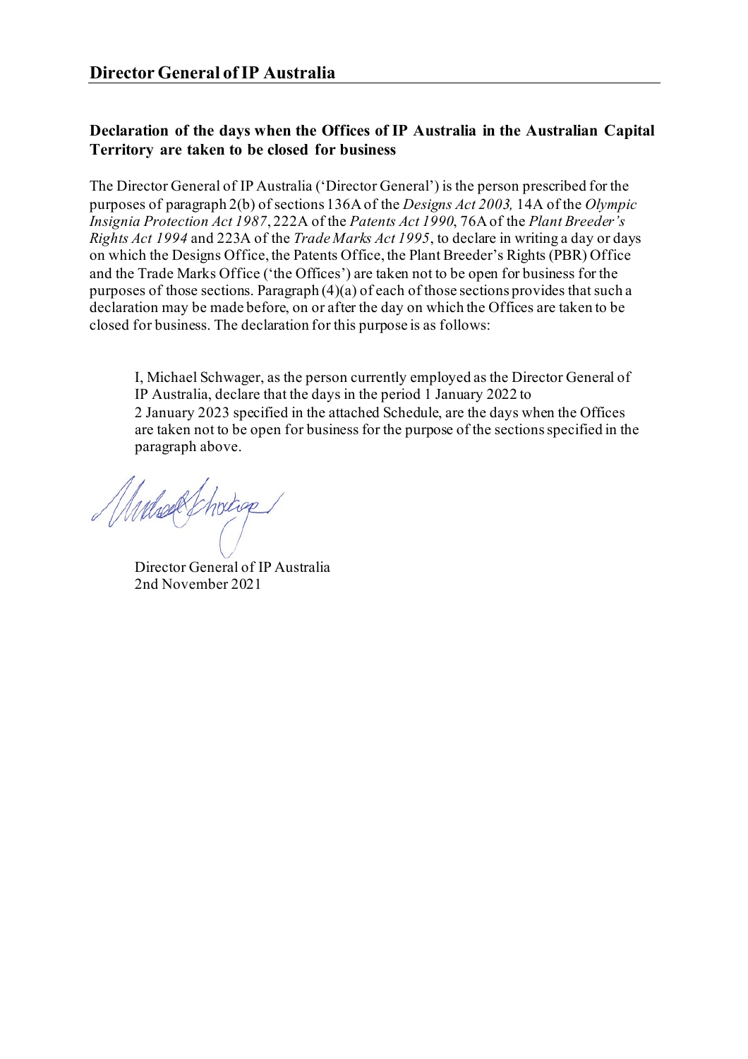# Director General of IP Australia

**Declaration of the days when the Offices of IP Australia in the Australian Capital Territory are taken to be closed for business**

The Director General of IP Australia ('Director General') is the person prescribed for the purposes of paragraph 2(b) of sections 136A of the *Designs Act 2003,* 14A of the *Olympic Insignia Protection Act 1987*, 222A of the *Patents Act 1990*, 76A of the *Plant Breeder's Rights Act 1994* and 223A of the *Trade Marks Act 1995*, to declare in writing a day or days on which the Designs Office, the Patents Office, the Plant Breeder's Rights (PBR) Office and the Trade Marks Office ('the Offices') are taken not to be open for business for the purposes of those sections. Paragraph (4)(a) of each of those sections provides that such a declaration may be made before, on or after the day on which the Offices are taken to be closed for business. The declaration for this purpose is as follows:

> I, Michael Schwager, as the person currently employed as the Director General of IP Australia, declare that the days in the period 1 January 2022 to 2 January 2023 specified in the attached Schedule, are the days when the Offices are taken not to be open for business for the purpose of the sections specified in the paragraph above.

Director General of IP Australia
2nd November 2021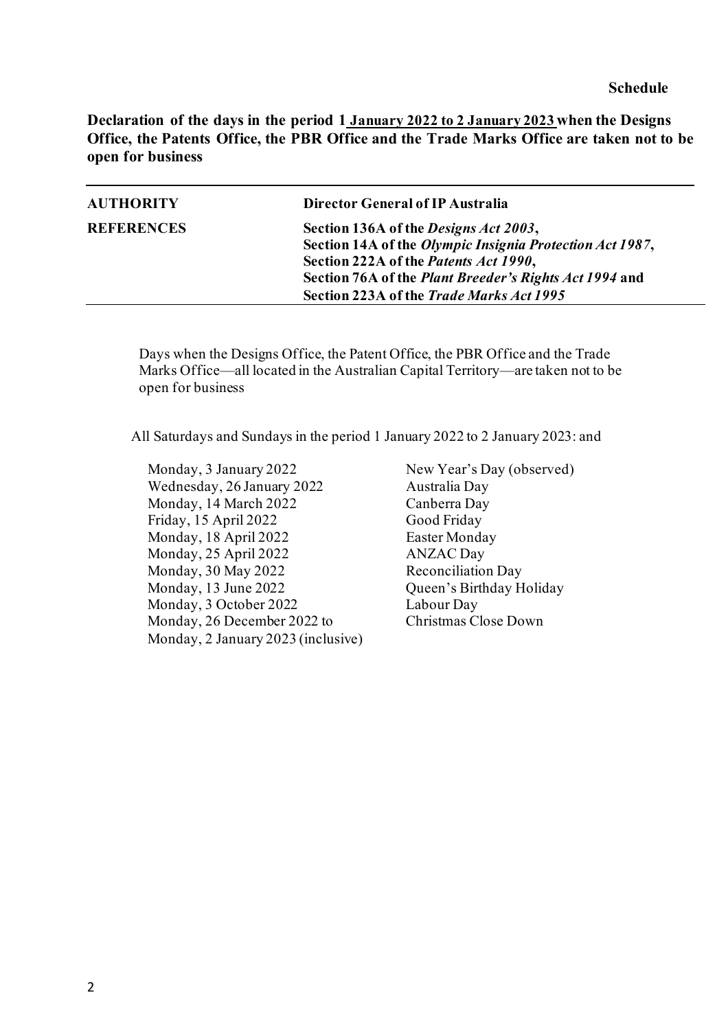**Schedule**

**Declaration of the days in the period 1 January 2022 to 2 January 2023 when the Designs Office, the Patents Office, the PBR Office and the Trade Marks Office are taken not to be open for business**

| | |
|---|---|
| **AUTHORITY** | **Director General of IP Australia** |
| **REFERENCES** | **Section 136A of the *Designs Act 2003*,** **Section 14A of the *Olympic Insignia Protection Act 1987*,** **Section 222A of the *Patents Act 1990*,** **Section 76A of the *Plant Breeder's Rights Act 1994* and** **Section 223A of the *Trade Marks Act 1995*** |

Days when the Designs Office, the Patent Office, the PBR Office and the Trade Marks Office—all located in the Australian Capital Territory—are taken not to be open for business

All Saturdays and Sundays in the period 1 January 2022 to 2 January 2023: and

| | |
|---|---|
| Monday, 3 January 2022 | New Year's Day (observed) |
| Wednesday, 26 January 2022 | Australia Day |
| Monday, 14 March 2022 | Canberra Day |
| Friday, 15 April 2022 | Good Friday |
| Monday, 18 April 2022 | Easter Monday |
| Monday, 25 April 2022 | ANZAC Day |
| Monday, 30 May 2022 | Reconciliation Day |
| Monday, 13 June 2022 | Queen's Birthday Holiday |
| Monday, 3 October 2022 | Labour Day |
| Monday, 26 December 2022 to Monday, 2 January 2023 (inclusive) | Christmas Close Down |